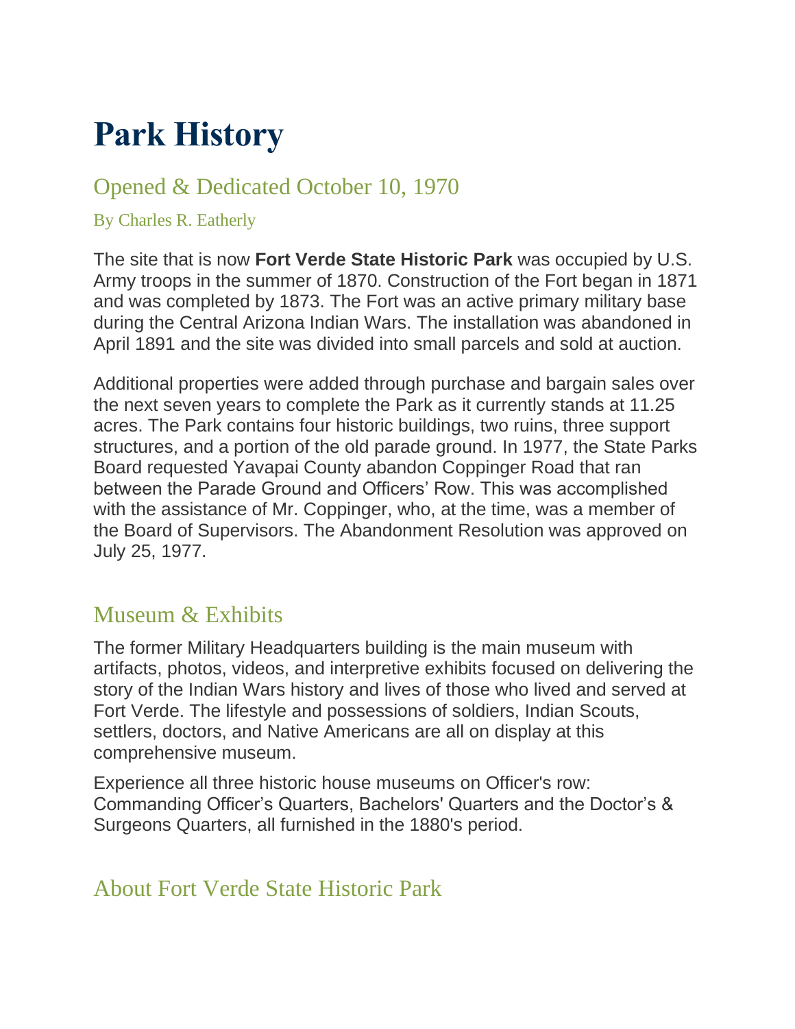# Park History

## Opened & Dedicated October 10, 1970

### By Charles R. Eatherly

The site that is now **Fort Verde State Historic Park** was occupied by U.S. Army troops in the summer of 1870. Construction of the Fort began in 1871 and was completed by 1873. The Fort was an active primary military base during the Central Arizona Indian Wars. The installation was abandoned in April 1891 and the site was divided into small parcels and sold at auction.

Additional properties were added through purchase and bargain sales over the next seven years to complete the Park as it currently stands at 11.25 acres. The Park contains four historic buildings, two ruins, three support structures, and a portion of the old parade ground. In 1977, the State Parks Board requested Yavapai County abandon Coppinger Road that ran between the Parade Ground and Officers' Row. This was accomplished with the assistance of Mr. Coppinger, who, at the time, was a member of the Board of Supervisors. The Abandonment Resolution was approved on July 25, 1977.

## Museum & Exhibits

The former Military Headquarters building is the main museum with artifacts, photos, videos, and interpretive exhibits focused on delivering the story of the Indian Wars history and lives of those who lived and served at Fort Verde. The lifestyle and possessions of soldiers, Indian Scouts, settlers, doctors, and Native Americans are all on display at this comprehensive museum.

Experience all three historic house museums on Officer's row: Commanding Officer's Quarters, Bachelors' Quarters and the Doctor's & Surgeons Quarters, all furnished in the 1880's period.

## About Fort Verde State Historic Park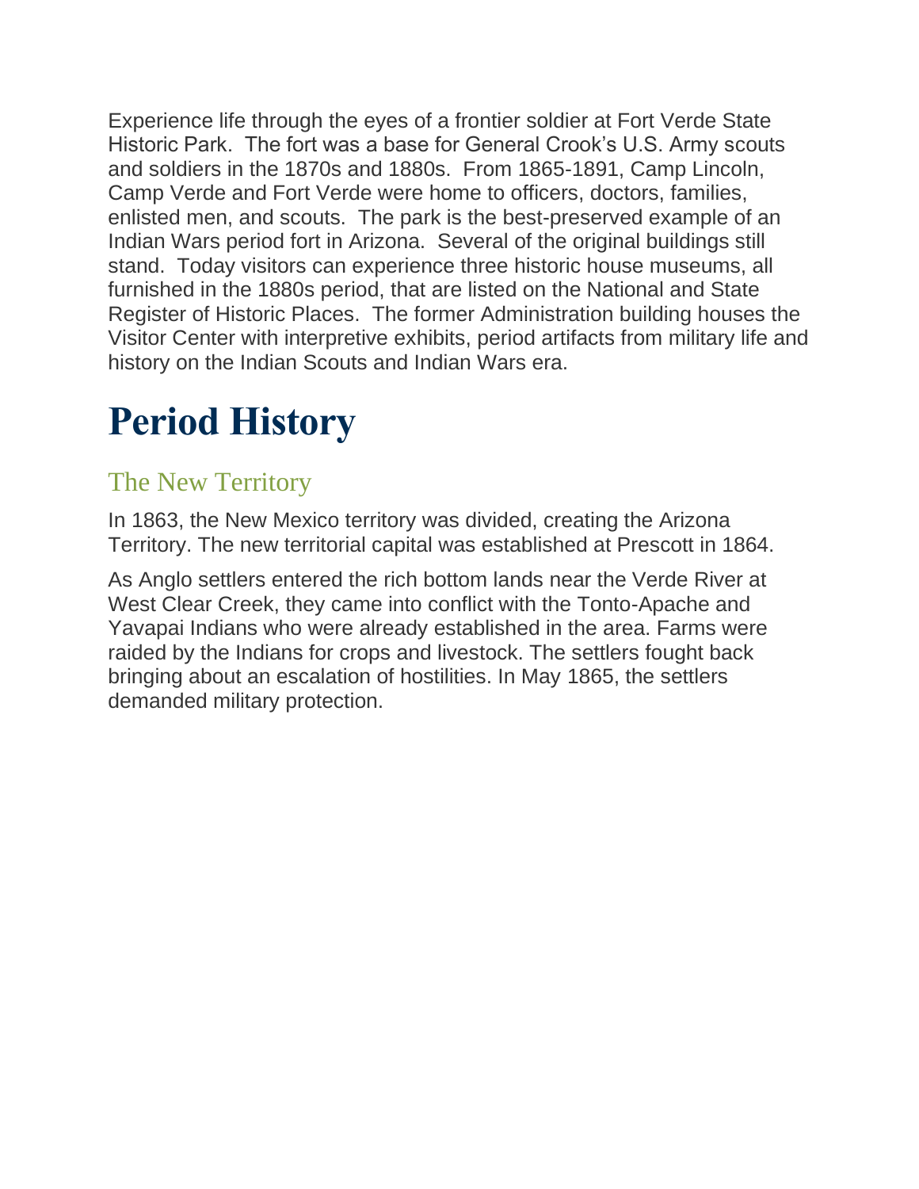Experience life through the eyes of a frontier soldier at Fort Verde State Historic Park. The fort was a base for General Crook's U.S. Army scouts and soldiers in the 1870s and 1880s. From 1865-1891, Camp Lincoln, Camp Verde and Fort Verde were home to officers, doctors, families, enlisted men, and scouts. The park is the best-preserved example of an Indian Wars period fort in Arizona. Several of the original buildings still stand. Today visitors can experience three historic house museums, all furnished in the 1880s period, that are listed on the National and State Register of Historic Places. The former Administration building houses the Visitor Center with interpretive exhibits, period artifacts from military life and history on the Indian Scouts and Indian Wars era.

# Period History

## The New Territory

In 1863, the New Mexico territory was divided, creating the Arizona Territory. The new territorial capital was established at Prescott in 1864.

As Anglo settlers entered the rich bottom lands near the Verde River at West Clear Creek, they came into conflict with the Tonto-Apache and Yavapai Indians who were already established in the area. Farms were raided by the Indians for crops and livestock. The settlers fought back bringing about an escalation of hostilities. In May 1865, the settlers demanded military protection.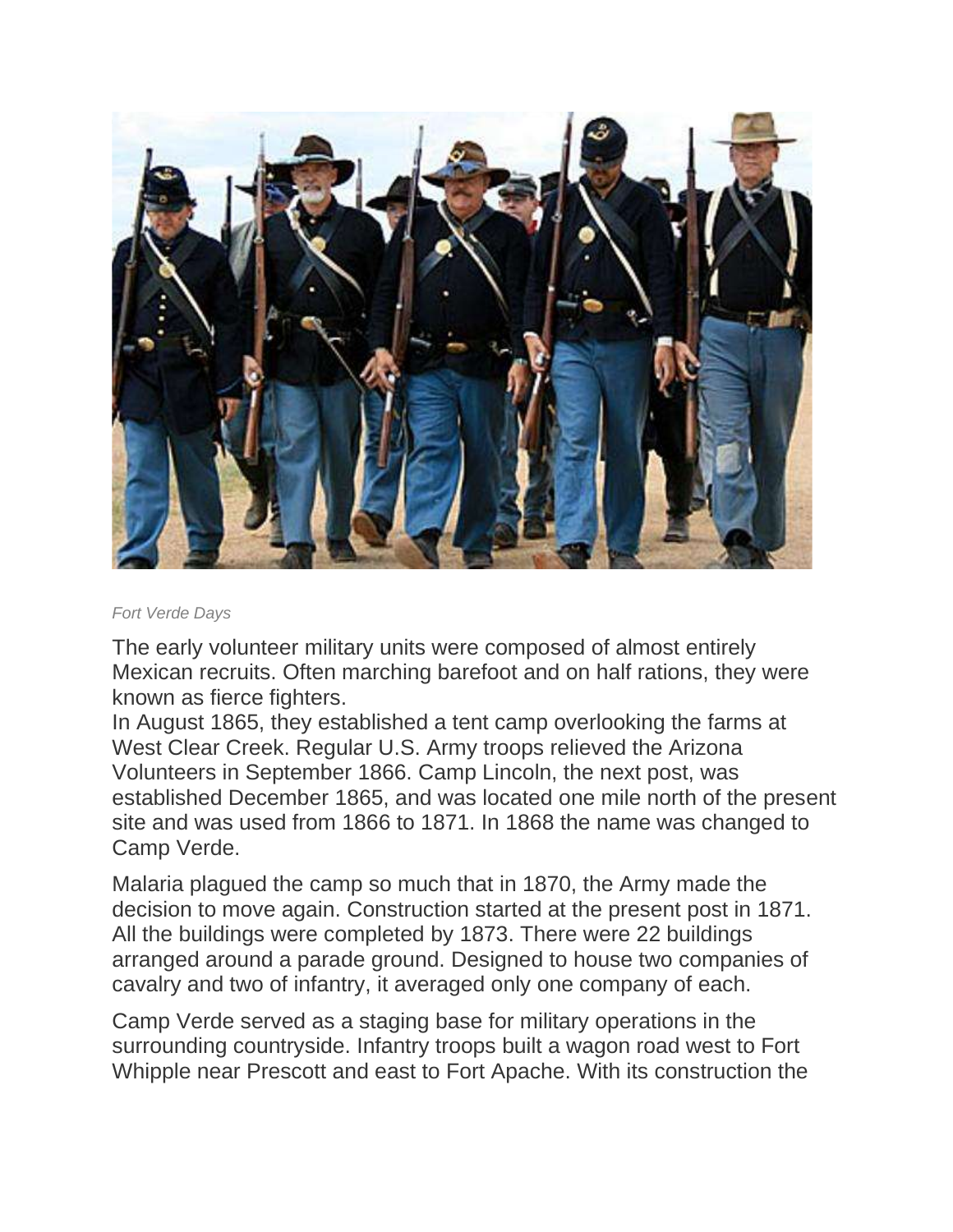*Fort Verde Days*

The early volunteer military units were composed of almost entirely Mexican recruits. Often marching barefoot and on half rations, they were known as fierce fighters.

In August 1865, they established a tent camp overlooking the farms at West Clear Creek. Regular U.S. Army troops relieved the Arizona Volunteers in September 1866. Camp Lincoln, the next post, was established December 1865, and was located one mile north of the present site and was used from 1866 to 1871. In 1868 the name was changed to Camp Verde.

Malaria plagued the camp so much that in 1870, the Army made the decision to move again. Construction started at the present post in 1871. All the buildings were completed by 1873. There were 22 buildings arranged around a parade ground. Designed to house two companies of cavalry and two of infantry, it averaged only one company of each.

Camp Verde served as a staging base for military operations in the surrounding countryside. Infantry troops built a wagon road west to Fort Whipple near Prescott and east to Fort Apache. With its construction the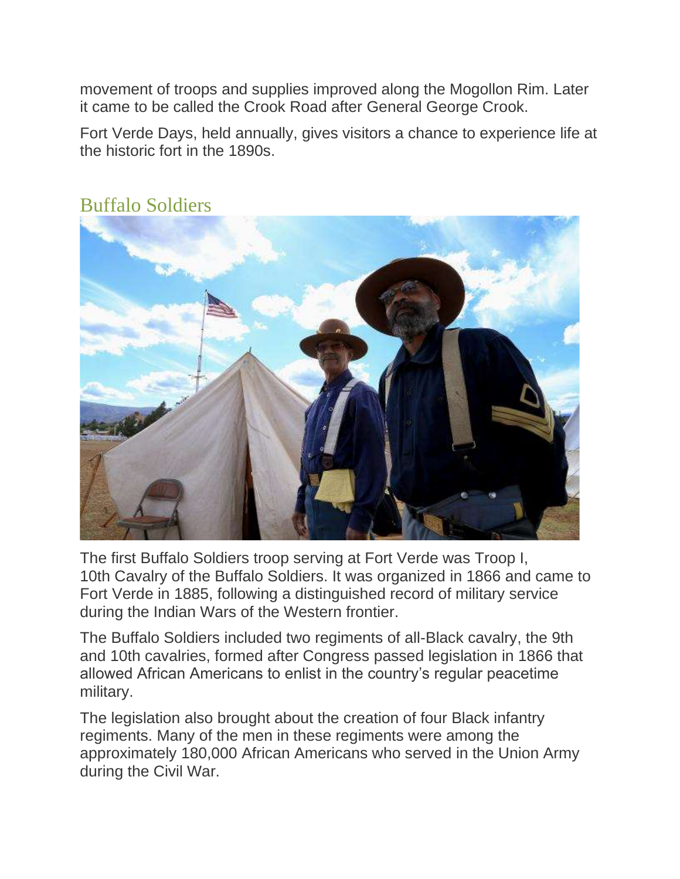movement of troops and supplies improved along the Mogollon Rim. Later it came to be called the Crook Road after General George Crook.

Fort Verde Days, held annually, gives visitors a chance to experience life at the historic fort in the 1890s.

## Buffalo Soldiers

The first Buffalo Soldiers troop serving at Fort Verde was Troop I, 10th Cavalry of the Buffalo Soldiers. It was organized in 1866 and came to Fort Verde in 1885, following a distinguished record of military service during the Indian Wars of the Western frontier.

The Buffalo Soldiers included two regiments of all-Black cavalry, the 9th and 10th cavalries, formed after Congress passed legislation in 1866 that allowed African Americans to enlist in the country's regular peacetime military.

The legislation also brought about the creation of four Black infantry regiments. Many of the men in these regiments were among the approximately 180,000 African Americans who served in the Union Army during the Civil War.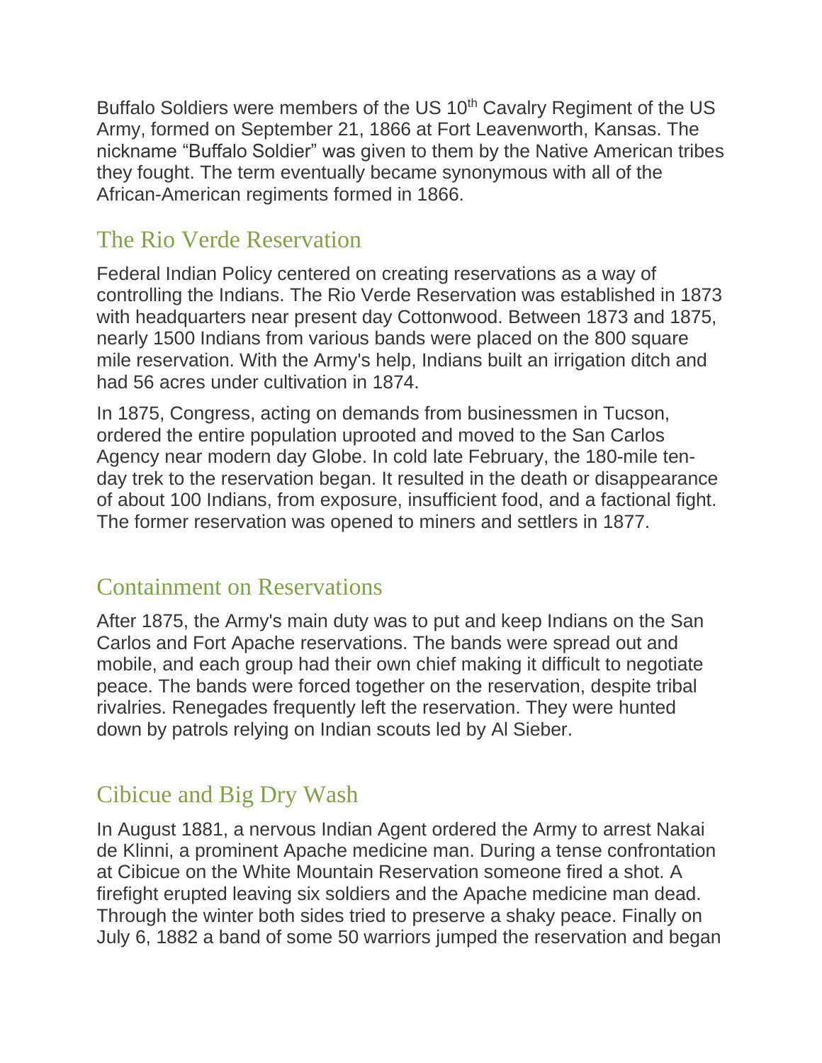Buffalo Soldiers were members of the US 10th Cavalry Regiment of the US Army, formed on September 21, 1866 at Fort Leavenworth, Kansas. The nickname "Buffalo Soldier" was given to them by the Native American tribes they fought. The term eventually became synonymous with all of the African-American regiments formed in 1866.

## The Rio Verde Reservation

Federal Indian Policy centered on creating reservations as a way of controlling the Indians. The Rio Verde Reservation was established in 1873 with headquarters near present day Cottonwood. Between 1873 and 1875, nearly 1500 Indians from various bands were placed on the 800 square mile reservation. With the Army's help, Indians built an irrigation ditch and had 56 acres under cultivation in 1874.

In 1875, Congress, acting on demands from businessmen in Tucson, ordered the entire population uprooted and moved to the San Carlos Agency near modern day Globe. In cold late February, the 180-mile ten-day trek to the reservation began. It resulted in the death or disappearance of about 100 Indians, from exposure, insufficient food, and a factional fight. The former reservation was opened to miners and settlers in 1877.

## Containment on Reservations

After 1875, the Army's main duty was to put and keep Indians on the San Carlos and Fort Apache reservations. The bands were spread out and mobile, and each group had their own chief making it difficult to negotiate peace. The bands were forced together on the reservation, despite tribal rivalries. Renegades frequently left the reservation. They were hunted down by patrols relying on Indian scouts led by Al Sieber.

## Cibicue and Big Dry Wash

In August 1881, a nervous Indian Agent ordered the Army to arrest Nakai de Klinni, a prominent Apache medicine man. During a tense confrontation at Cibicue on the White Mountain Reservation someone fired a shot. A firefight erupted leaving six soldiers and the Apache medicine man dead. Through the winter both sides tried to preserve a shaky peace. Finally on July 6, 1882 a band of some 50 warriors jumped the reservation and began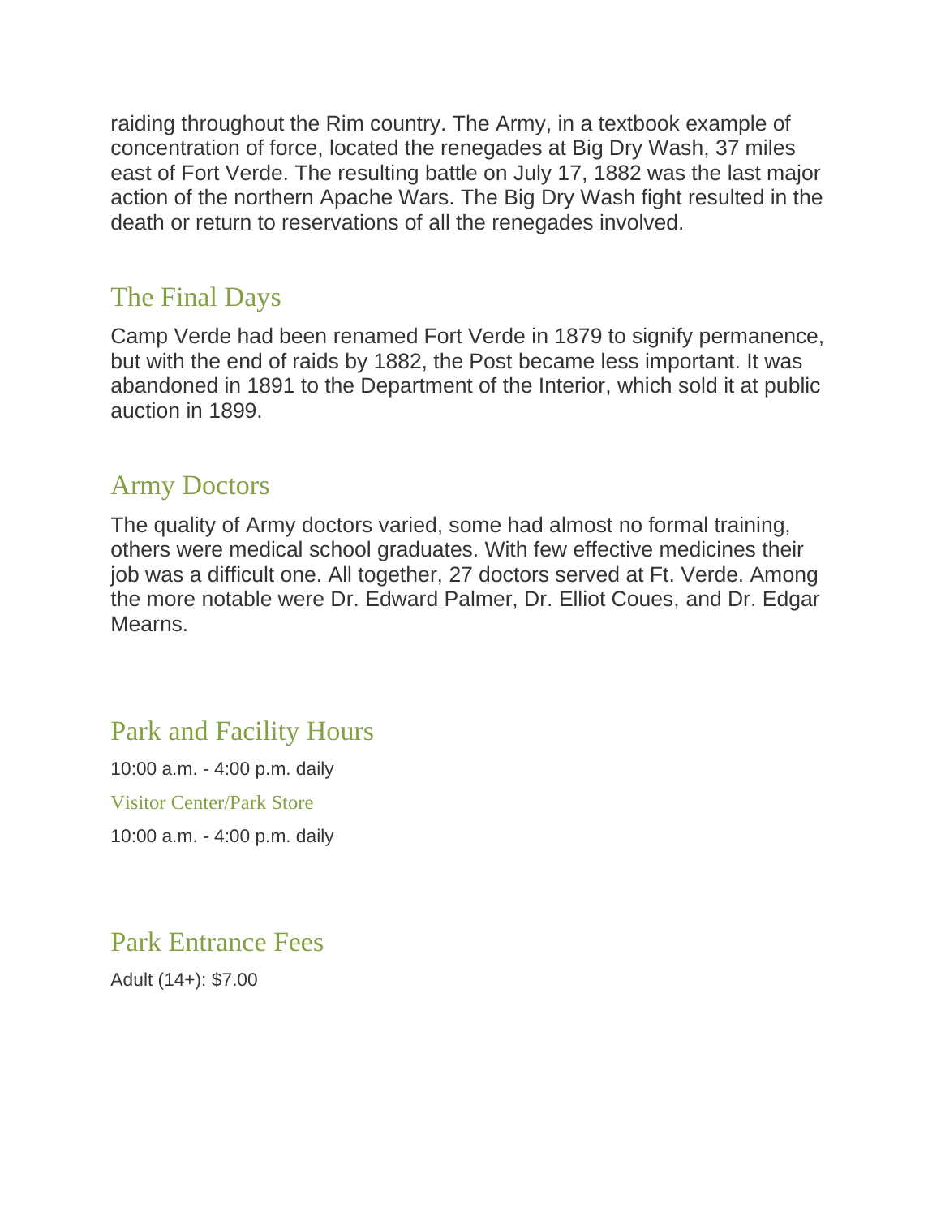raiding throughout the Rim country. The Army, in a textbook example of concentration of force, located the renegades at Big Dry Wash, 37 miles east of Fort Verde. The resulting battle on July 17, 1882 was the last major action of the northern Apache Wars. The Big Dry Wash fight resulted in the death or return to reservations of all the renegades involved.

## The Final Days

Camp Verde had been renamed Fort Verde in 1879 to signify permanence, but with the end of raids by 1882, the Post became less important. It was abandoned in 1891 to the Department of the Interior, which sold it at public auction in 1899.

## Army Doctors

The quality of Army doctors varied, some had almost no formal training, others were medical school graduates. With few effective medicines their job was a difficult one. All together, 27 doctors served at Ft. Verde. Among the more notable were Dr. Edward Palmer, Dr. Elliot Coues, and Dr. Edgar Mearns.

## Park and Facility Hours

10:00 a.m. - 4:00 p.m. daily

### Visitor Center/Park Store

10:00 a.m. - 4:00 p.m. daily

## Park Entrance Fees

Adult (14+): $7.00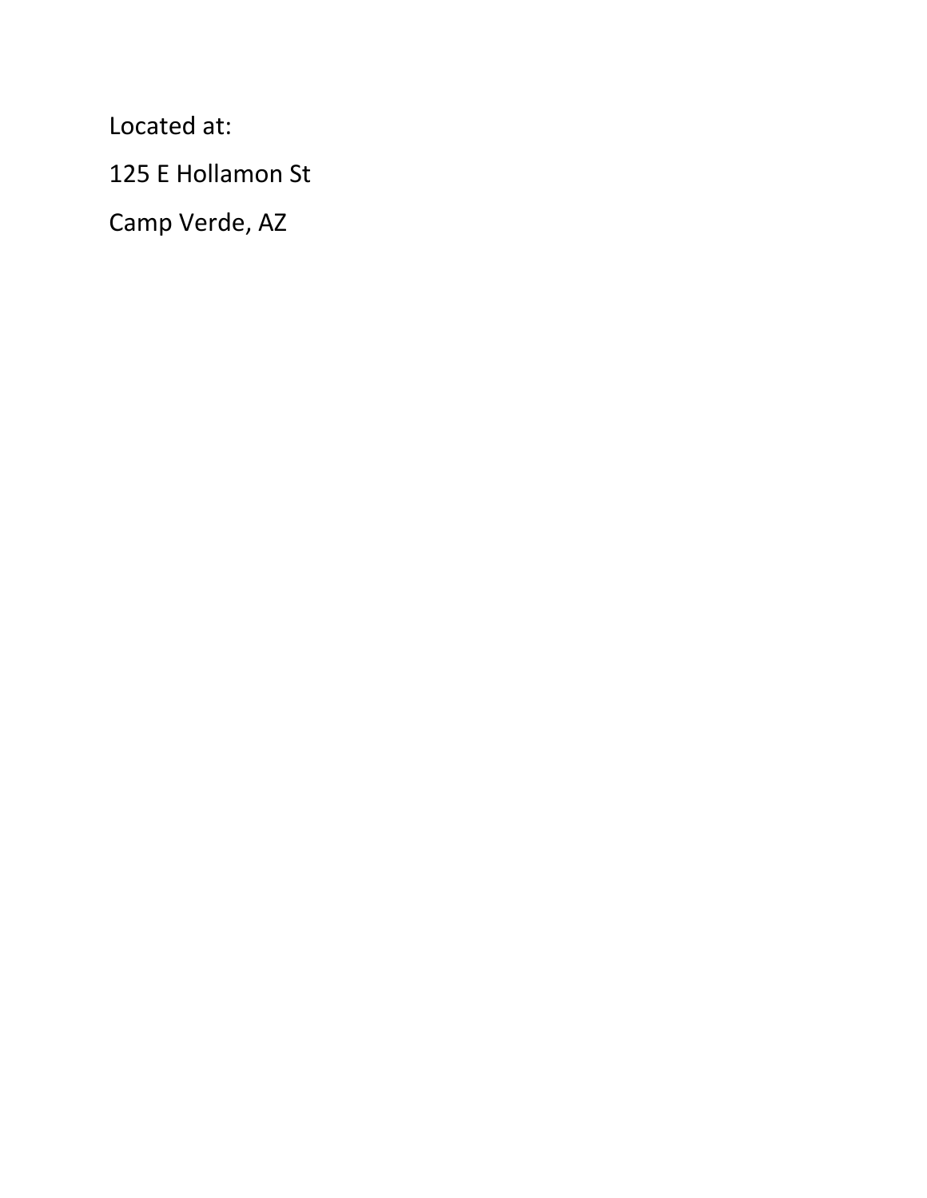Located at:

125 E Hollamon St

Camp Verde, AZ